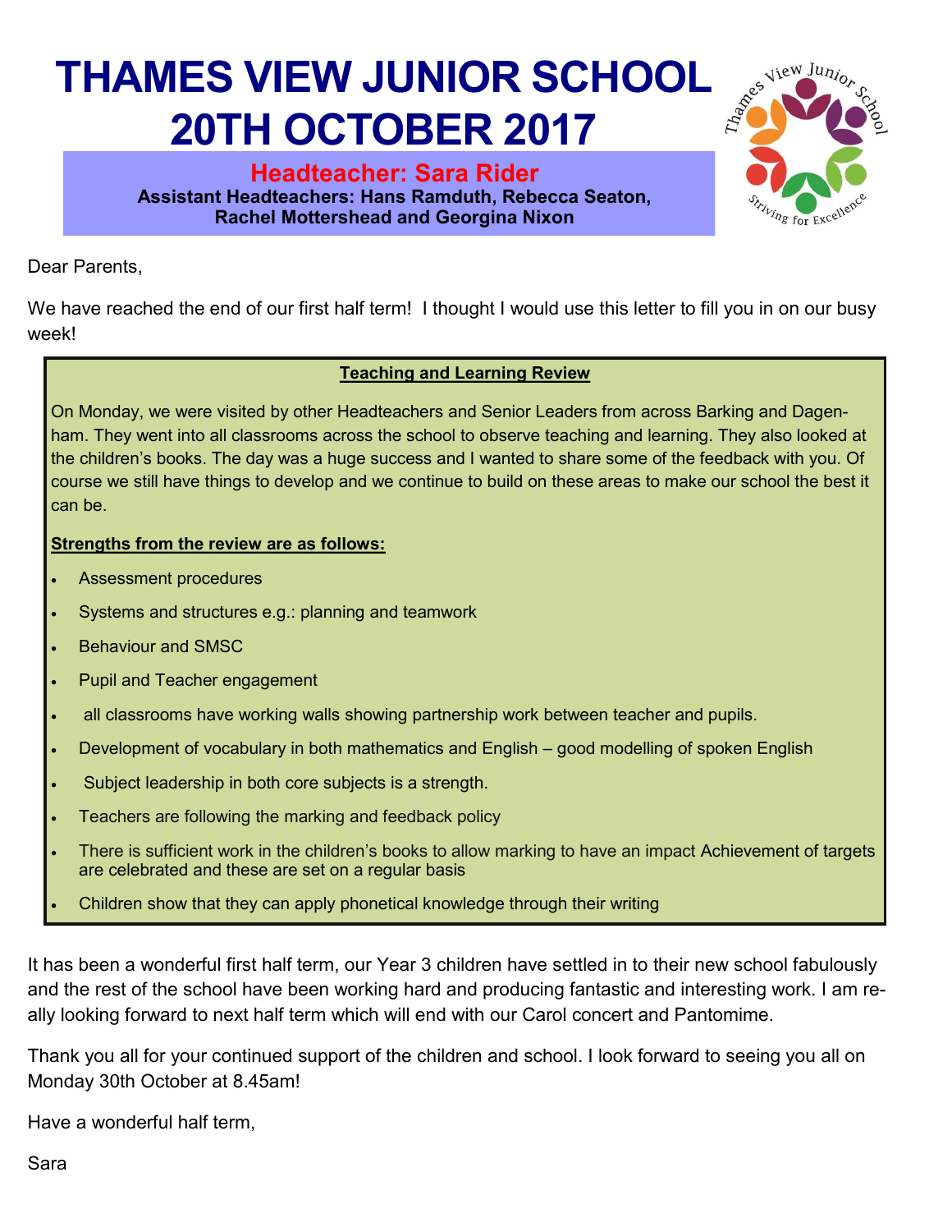# THAMES VIEW JUNIOR SCHOOL 20TH OCTOBER 2017

**Headteacher: Sara Rider**

**Assistant Headteachers: Hans Ramduth, Rebecca Seaton, Rachel Mottershead and Georgina Nixon**

Dear Parents,

We have reached the end of our first half term! I thought I would use this letter to fill you in on our busy week!

**Teaching and Learning Review**

On Monday, we were visited by other Headteachers and Senior Leaders from across Barking and Dagenham. They went into all classrooms across the school to observe teaching and learning. They also looked at the children's books. The day was a huge success and I wanted to share some of the feedback with you. Of course we still have things to develop and we continue to build on these areas to make our school the best it can be.

**Strengths from the review are as follows:**

- Assessment procedures
- Systems and structures e.g.: planning and teamwork
- Behaviour and SMSC
- Pupil and Teacher engagement
- all classrooms have working walls showing partnership work between teacher and pupils.
- Development of vocabulary in both mathematics and English – good modelling of spoken English
- Subject leadership in both core subjects is a strength.
- Teachers are following the marking and feedback policy
- There is sufficient work in the children's books to allow marking to have an impact Achievement of targets are celebrated and these are set on a regular basis
- Children show that they can apply phonetical knowledge through their writing

It has been a wonderful first half term, our Year 3 children have settled in to their new school fabulously and the rest of the school have been working hard and producing fantastic and interesting work. I am really looking forward to next half term which will end with our Carol concert and Pantomime.

Thank you all for your continued support of the children and school. I look forward to seeing you all on Monday 30th October at 8.45am!

Have a wonderful half term,

Sara